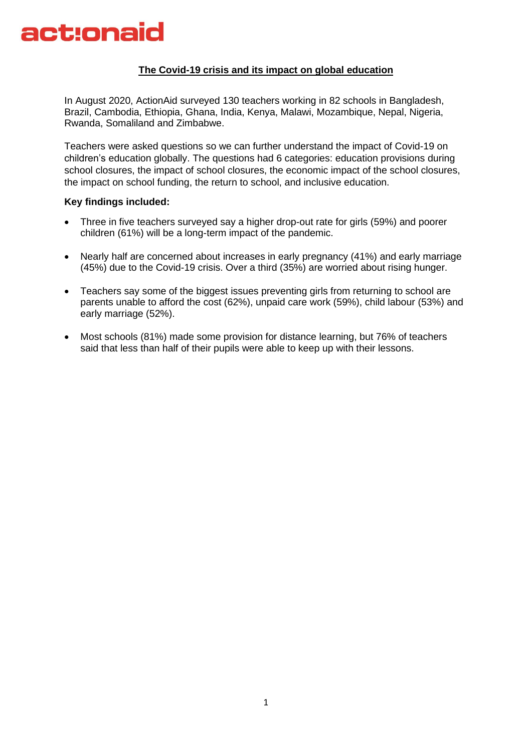actionaid

## The Covid-19 crisis and its impact on global education

In August 2020, ActionAid surveyed 130 teachers working in 82 schools in Bangladesh, Brazil, Cambodia, Ethiopia, Ghana, India, Kenya, Malawi, Mozambique, Nepal, Nigeria, Rwanda, Somaliland and Zimbabwe.

Teachers were asked questions so we can further understand the impact of Covid-19 on children's education globally. The questions had 6 categories: education provisions during school closures, the impact of school closures, the economic impact of the school closures, the impact on school funding, the return to school, and inclusive education.

**Key findings included:**

- Three in five teachers surveyed say a higher drop-out rate for girls (59%) and poorer children (61%) will be a long-term impact of the pandemic.
- Nearly half are concerned about increases in early pregnancy (41%) and early marriage (45%) due to the Covid-19 crisis. Over a third (35%) are worried about rising hunger.
- Teachers say some of the biggest issues preventing girls from returning to school are parents unable to afford the cost (62%), unpaid care work (59%), child labour (53%) and early marriage (52%).
- Most schools (81%) made some provision for distance learning, but 76% of teachers said that less than half of their pupils were able to keep up with their lessons.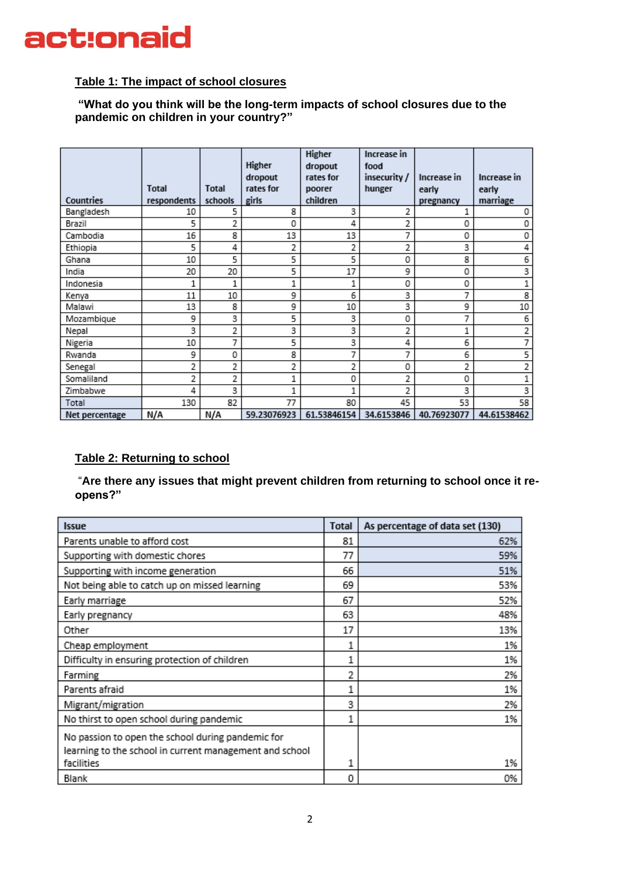### Table 1: The impact of school closures

**"What do you think will be the long-term impacts of school closures due to the pandemic on children in your country?"**

| Countries | Total respondents | Total schools | Higher dropout rates for girls | Higher dropout rates for poorer children | Increase in food insecurity / hunger | Increase in early pregnancy | Increase in early marriage |
|---|---|---|---|---|---|---|---|
| Bangladesh | 10 | 5 | 8 | 3 | 2 | 1 | 0 |
| Brazil | 5 | 2 | 0 | 4 | 2 | 0 | 0 |
| Cambodia | 16 | 8 | 13 | 13 | 7 | 0 | 0 |
| Ethiopia | 5 | 4 | 2 | 2 | 2 | 3 | 4 |
| Ghana | 10 | 5 | 5 | 5 | 0 | 8 | 6 |
| India | 20 | 20 | 5 | 17 | 9 | 0 | 3 |
| Indonesia | 1 | 1 | 1 | 1 | 0 | 0 | 1 |
| Kenya | 11 | 10 | 9 | 6 | 3 | 7 | 8 |
| Malawi | 13 | 8 | 9 | 10 | 3 | 9 | 10 |
| Mozambique | 9 | 3 | 5 | 3 | 0 | 7 | 6 |
| Nepal | 3 | 2 | 3 | 3 | 2 | 1 | 2 |
| Nigeria | 10 | 7 | 5 | 3 | 4 | 6 | 7 |
| Rwanda | 9 | 0 | 8 | 7 | 7 | 6 | 5 |
| Senegal | 2 | 2 | 2 | 2 | 0 | 2 | 2 |
| Somaliland | 2 | 2 | 1 | 0 | 2 | 0 | 1 |
| Zimbabwe | 4 | 3 | 1 | 1 | 2 | 3 | 3 |
| Total | 130 | 82 | 77 | 80 | 45 | 53 | 58 |
| Net percentage | N/A | N/A | 59.23076923 | 61.53846154 | 34.6153846 | 40.76923077 | 44.61538462 |

### Table 2: Returning to school

**"Are there any issues that might prevent children from returning to school once it re-opens?"**

| Issue | Total | As percentage of data set (130) |
|---|---|---|
| Parents unable to afford cost | 81 | 62% |
| Supporting with domestic chores | 77 | 59% |
| Supporting with income generation | 66 | 51% |
| Not being able to catch up on missed learning | 69 | 53% |
| Early marriage | 67 | 52% |
| Early pregnancy | 63 | 48% |
| Other | 17 | 13% |
| Cheap employment | 1 | 1% |
| Difficulty in ensuring protection of children | 1 | 1% |
| Farming | 2 | 2% |
| Parents afraid | 1 | 1% |
| Migrant/migration | 3 | 2% |
| No thirst to open school during pandemic | 1 | 1% |
| No passion to open the school during pandemic for learning to the school in current management and school facilities | 1 | 1% |
| Blank | 0 | 0% |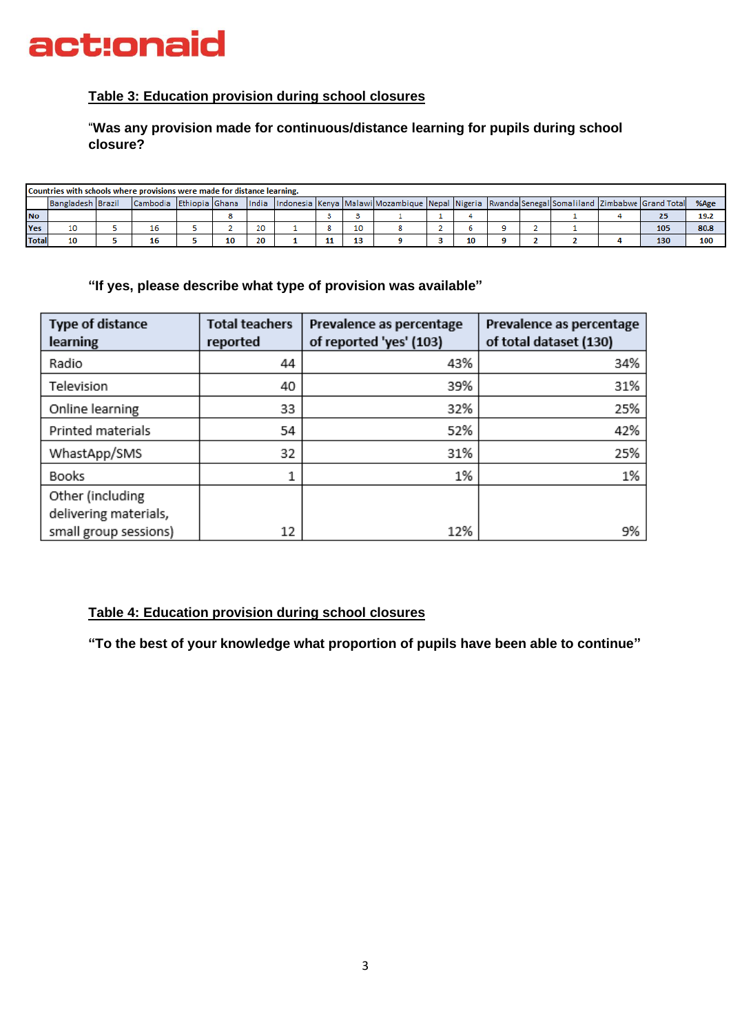## Table 3: Education provision during school closures

**"Was any provision made for continuous/distance learning for pupils during school closure?**

| Countries with schools where provisions were made for distance learning. | | | | | | | | | | | | | | | | | | |
|---|---|---|---|---|---|---|---|---|---|---|---|---|---|---|---|---|---|---|
| | Bangladesh | Brazil | Cambodia | Ethiopia | Ghana | India | Indonesia | Kenya | Malawi | Mozambique | Nepal | Nigeria | Rwanda | Senegal | Somaliland | Zimbabwe | Grand Total | %Age |
| **No** | | | | | 8 | | | 3 | 3 | 1 | 1 | 4 | | | 1 | 4 | **25** | **19.2** |
| **Yes** | 10 | 5 | 16 | 5 | 2 | 20 | 1 | 8 | 10 | 8 | 2 | 6 | 9 | 2 | 1 | | **105** | **80.8** |
| **Total** | **10** | **5** | **16** | **5** | **10** | **20** | **1** | **11** | **13** | **9** | **3** | **10** | **9** | **2** | **2** | **4** | **130** | **100** |

**"If yes, please describe what type of provision was available"**

| Type of distance learning | Total teachers reported | Prevalence as percentage of reported 'yes' (103) | Prevalence as percentage of total dataset (130) |
|---|---|---|---|
| Radio | 44 | 43% | 34% |
| Television | 40 | 39% | 31% |
| Online learning | 33 | 32% | 25% |
| Printed materials | 54 | 52% | 42% |
| WhastApp/SMS | 32 | 31% | 25% |
| Books | 1 | 1% | 1% |
| Other (including delivering materials, small group sessions) | 12 | 12% | 9% |

## Table 4: Education provision during school closures

**"To the best of your knowledge what proportion of pupils have been able to continue"**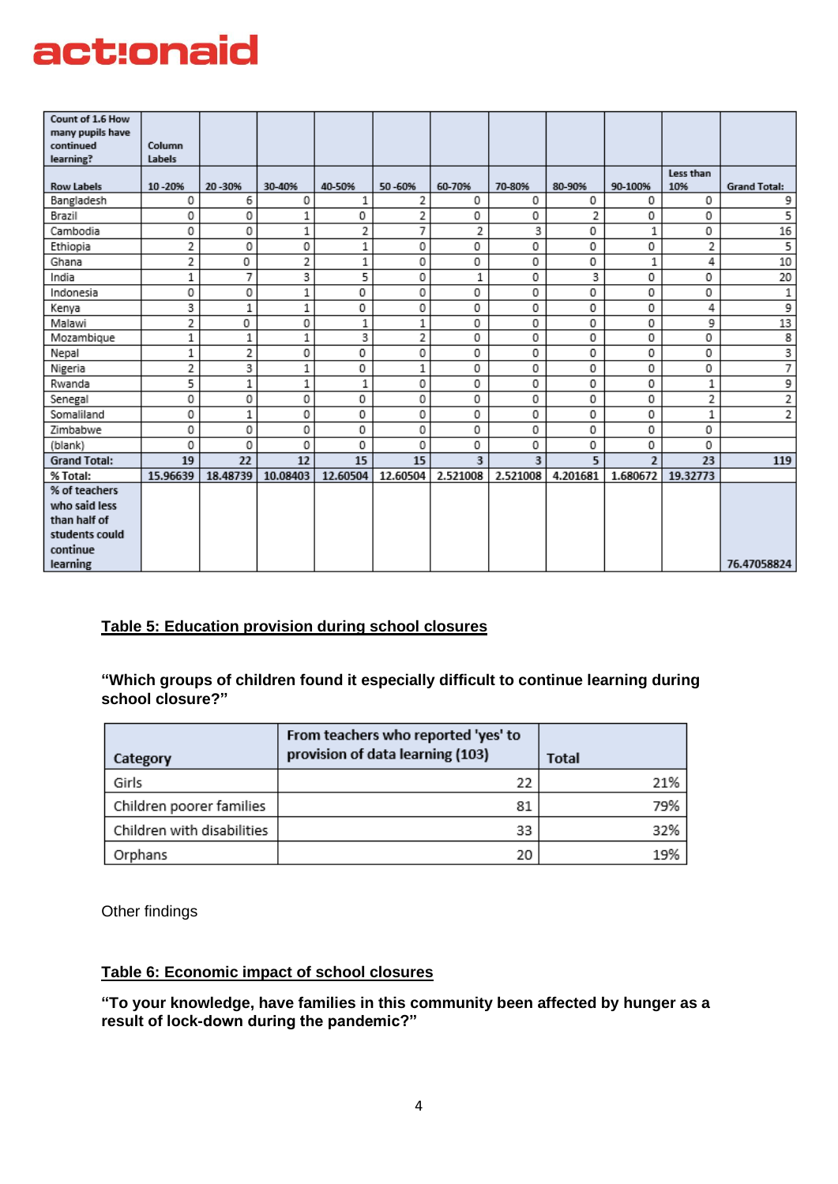| Count of 1.6 How many pupils have continued learning? | Column Labels | | | | | | | | | |
|---|---|---|---|---|---|---|---|---|---|---|
| Row Labels | 10 -20% | 20 -30% | 30-40% | 40-50% | 50 -60% | 60-70% | 70-80% | 80-90% | 90-100% | Less than 10% | Grand Total: |
| Bangladesh | 0 | 6 | 0 | 1 | 2 | 0 | 0 | 0 | 0 | 0 | 9 |
| Brazil | 0 | 0 | 1 | 0 | 2 | 0 | 0 | 2 | 0 | 0 | 5 |
| Cambodia | 0 | 0 | 1 | 2 | 7 | 2 | 3 | 0 | 1 | 0 | 16 |
| Ethiopia | 2 | 0 | 0 | 1 | 0 | 0 | 0 | 0 | 0 | 2 | 5 |
| Ghana | 2 | 0 | 2 | 1 | 0 | 0 | 0 | 0 | 1 | 4 | 10 |
| India | 1 | 7 | 3 | 5 | 0 | 1 | 0 | 3 | 0 | 0 | 20 |
| Indonesia | 0 | 0 | 1 | 0 | 0 | 0 | 0 | 0 | 0 | 0 | 1 |
| Kenya | 3 | 1 | 1 | 0 | 0 | 0 | 0 | 0 | 0 | 4 | 9 |
| Malawi | 2 | 0 | 0 | 1 | 1 | 0 | 0 | 0 | 0 | 9 | 13 |
| Mozambique | 1 | 1 | 1 | 3 | 2 | 0 | 0 | 0 | 0 | 0 | 8 |
| Nepal | 1 | 2 | 0 | 0 | 0 | 0 | 0 | 0 | 0 | 0 | 3 |
| Nigeria | 2 | 3 | 1 | 0 | 1 | 0 | 0 | 0 | 0 | 0 | 7 |
| Rwanda | 5 | 1 | 1 | 1 | 0 | 0 | 0 | 0 | 0 | 1 | 9 |
| Senegal | 0 | 0 | 0 | 0 | 0 | 0 | 0 | 0 | 0 | 2 | 2 |
| Somaliland | 0 | 1 | 0 | 0 | 0 | 0 | 0 | 0 | 0 | 1 | 2 |
| Zimbabwe | 0 | 0 | 0 | 0 | 0 | 0 | 0 | 0 | 0 | 0 | |
| (blank) | 0 | 0 | 0 | 0 | 0 | 0 | 0 | 0 | 0 | 0 | |
| **Grand Total:** | **19** | **22** | **12** | **15** | **15** | **3** | **3** | **5** | **2** | **23** | **119** |
| **% Total:** | **15.96639** | **18.48739** | **10.08403** | **12.60504** | **12.60504** | **2.521008** | **2.521008** | **4.201681** | **1.680672** | **19.32773** | |
| **% of teachers who said less than half of students could continue learning** | | | | | | | | | | | **76.47058824** |

## Table 5: Education provision during school closures

**"Which groups of children found it especially difficult to continue learning during school closure?"**

| Category | From teachers who reported 'yes' to provision of data learning (103) | Total |
|---|---|---|
| Girls | 22 | 21% |
| Children poorer families | 81 | 79% |
| Children with disabilities | 33 | 32% |
| Orphans | 20 | 19% |

Other findings

## Table 6: Economic impact of school closures

**"To your knowledge, have families in this community been affected by hunger as a result of lock-down during the pandemic?"**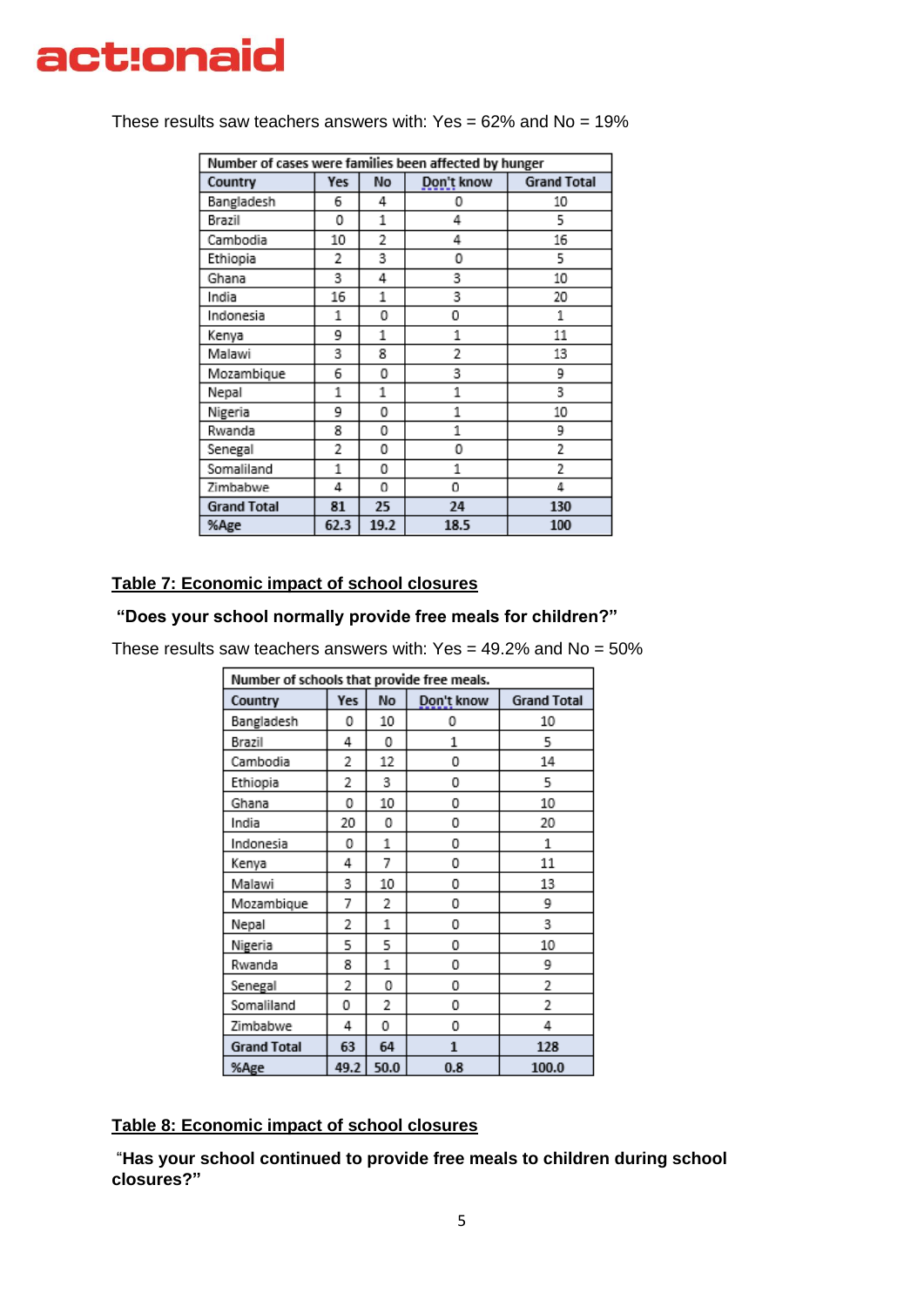These results saw teachers answers with: Yes = 62% and No = 19%

| Number of cases were families been affected by hunger | | | | |
|---|---|---|---|---|
| Country | Yes | No | Don't know | Grand Total |
| Bangladesh | 6 | 4 | 0 | 10 |
| Brazil | 0 | 1 | 4 | 5 |
| Cambodia | 10 | 2 | 4 | 16 |
| Ethiopia | 2 | 3 | 0 | 5 |
| Ghana | 3 | 4 | 3 | 10 |
| India | 16 | 1 | 3 | 20 |
| Indonesia | 1 | 0 | 0 | 1 |
| Kenya | 9 | 1 | 1 | 11 |
| Malawi | 3 | 8 | 2 | 13 |
| Mozambique | 6 | 0 | 3 | 9 |
| Nepal | 1 | 1 | 1 | 3 |
| Nigeria | 9 | 0 | 1 | 10 |
| Rwanda | 8 | 0 | 1 | 9 |
| Senegal | 2 | 0 | 0 | 2 |
| Somaliland | 1 | 0 | 1 | 2 |
| Zimbabwe | 4 | 0 | 0 | 4 |
| **Grand Total** | **81** | **25** | **24** | **130** |
| **%Age** | **62.3** | **19.2** | **18.5** | **100** |

## Table 7: Economic impact of school closures

**"Does your school normally provide free meals for children?"**

These results saw teachers answers with: Yes = 49.2% and No = 50%

| Number of schools that provide free meals. | | | | |
|---|---|---|---|---|
| Country | Yes | No | Don't know | Grand Total |
| Bangladesh | 0 | 10 | 0 | 10 |
| Brazil | 4 | 0 | 1 | 5 |
| Cambodia | 2 | 12 | 0 | 14 |
| Ethiopia | 2 | 3 | 0 | 5 |
| Ghana | 0 | 10 | 0 | 10 |
| India | 20 | 0 | 0 | 20 |
| Indonesia | 0 | 1 | 0 | 1 |
| Kenya | 4 | 7 | 0 | 11 |
| Malawi | 3 | 10 | 0 | 13 |
| Mozambique | 7 | 2 | 0 | 9 |
| Nepal | 2 | 1 | 0 | 3 |
| Nigeria | 5 | 5 | 0 | 10 |
| Rwanda | 8 | 1 | 0 | 9 |
| Senegal | 2 | 0 | 0 | 2 |
| Somaliland | 0 | 2 | 0 | 2 |
| Zimbabwe | 4 | 0 | 0 | 4 |
| **Grand Total** | **63** | **64** | **1** | **128** |
| **%Age** | **49.2** | **50.0** | **0.8** | **100.0** |

## Table 8: Economic impact of school closures

**"Has your school continued to provide free meals to children during school closures?"**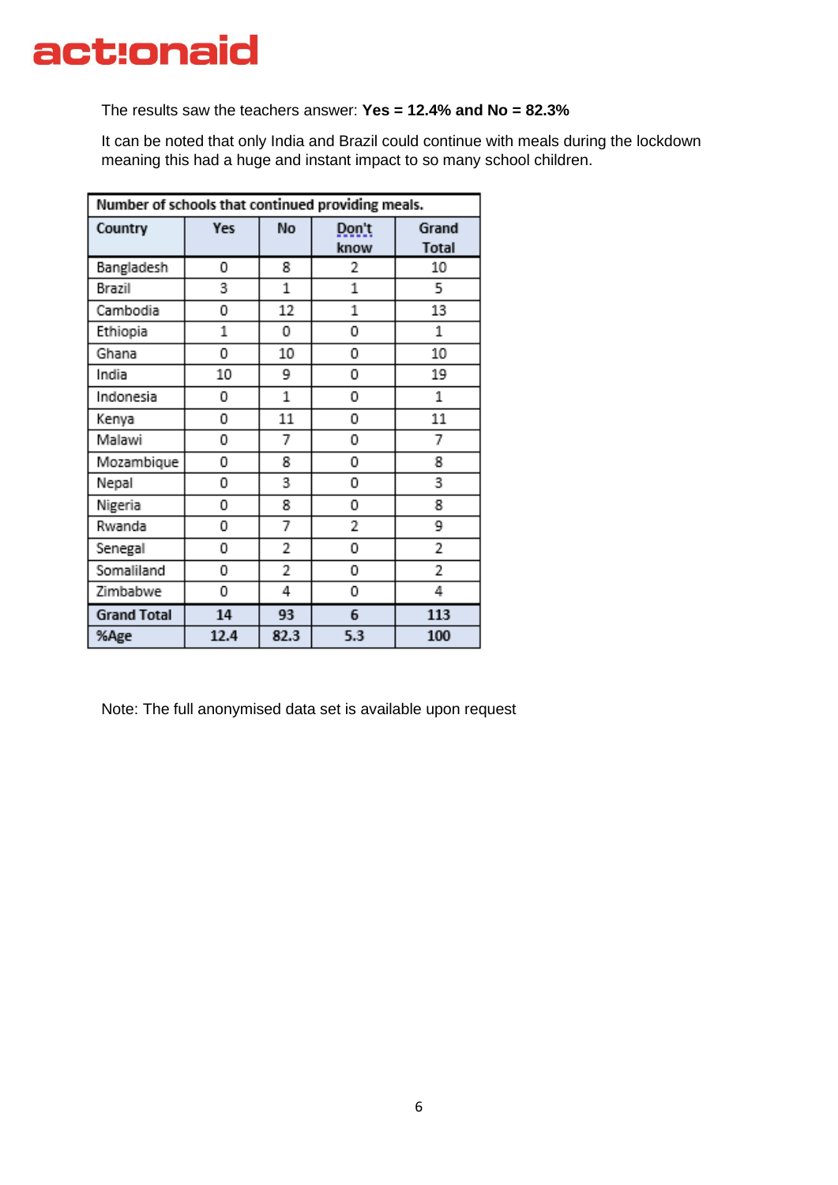The results saw the teachers answer: **Yes = 12.4% and No = 82.3%**

It can be noted that only India and Brazil could continue with meals during the lockdown meaning this had a huge and instant impact to so many school children.

| Number of schools that continued providing meals. | | | | |
|---|---|---|---|---|
| **Country** | **Yes** | **No** | **Don't know** | **Grand Total** |
| Bangladesh | 0 | 8 | 2 | 10 |
| Brazil | 3 | 1 | 1 | 5 |
| Cambodia | 0 | 12 | 1 | 13 |
| Ethiopia | 1 | 0 | 0 | 1 |
| Ghana | 0 | 10 | 0 | 10 |
| India | 10 | 9 | 0 | 19 |
| Indonesia | 0 | 1 | 0 | 1 |
| Kenya | 0 | 11 | 0 | 11 |
| Malawi | 0 | 7 | 0 | 7 |
| Mozambique | 0 | 8 | 0 | 8 |
| Nepal | 0 | 3 | 0 | 3 |
| Nigeria | 0 | 8 | 0 | 8 |
| Rwanda | 0 | 7 | 2 | 9 |
| Senegal | 0 | 2 | 0 | 2 |
| Somaliland | 0 | 2 | 0 | 2 |
| Zimbabwe | 0 | 4 | 0 | 4 |
| **Grand Total** | **14** | **93** | **6** | **113** |
| **%Age** | **12.4** | **82.3** | **5.3** | **100** |

Note: The full anonymised data set is available upon request